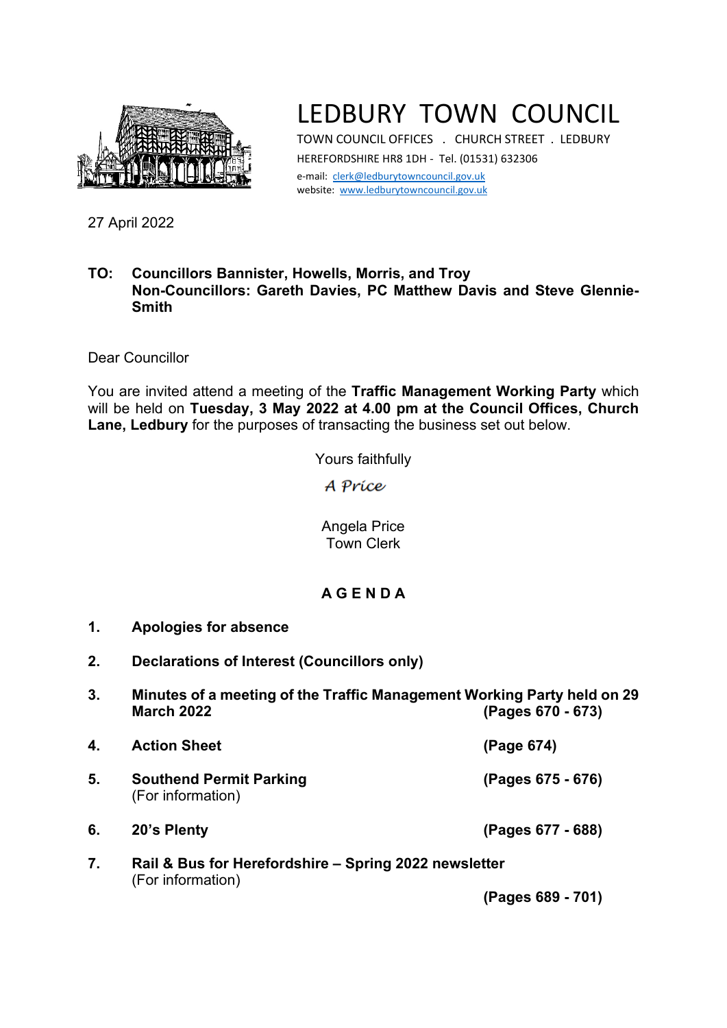# LEDBURY TOWN COUNCIL

TOWN COUNCIL OFFICES . CHURCH STREET . LEDBURY
HEREFORDSHIRE HR8 1DH - Tel. (01531) 632306
e-mail: clerk@ledburytowncouncil.gov.uk
website: www.ledburytowncouncil.gov.uk

27 April 2022

**TO: Councillors Bannister, Howells, Morris, and Troy**
**Non-Councillors: Gareth Davies, PC Matthew Davis and Steve Glennie-Smith**

Dear Councillor

You are invited attend a meeting of the **Traffic Management Working Party** which will be held on **Tuesday, 3 May 2022 at 4.00 pm at the Council Offices, Church Lane, Ledbury** for the purposes of transacting the business set out below.

Yours faithfully

*A Price*

Angela Price
Town Clerk

## A G E N D A

1. **Apologies for absence**

2. **Declarations of Interest (Councillors only)**

3. **Minutes of a meeting of the Traffic Management Working Party held on 29 March 2022** **(Pages 670 - 673)**

4. **Action Sheet** **(Page 674)**

5. **Southend Permit Parking** **(Pages 675 - 676)**
   (For information)

6. **20's Plenty** **(Pages 677 - 688)**

7. **Rail & Bus for Herefordshire – Spring 2022 newsletter**
   (For information)
   **(Pages 689 - 701)**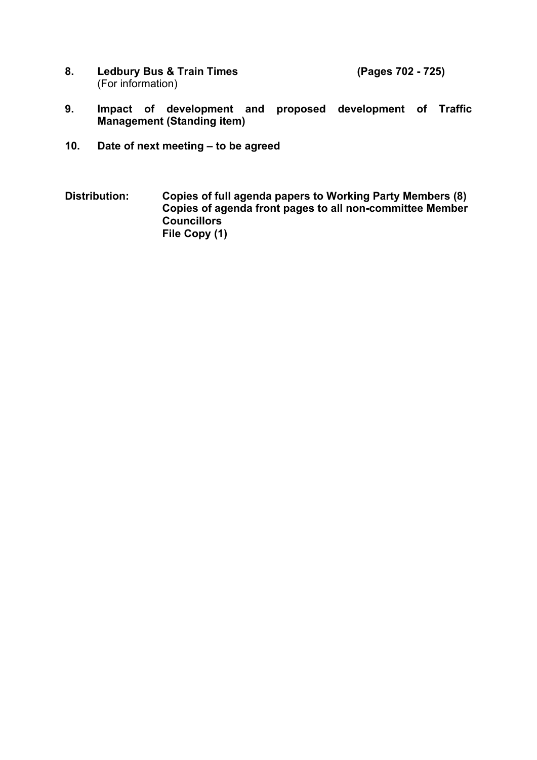**8. Ledbury Bus & Train Times (Pages 702 - 725)**
(For information)

**9. Impact of development and proposed development of Traffic Management (Standing item)**

**10. Date of next meeting – to be agreed**

**Distribution:** **Copies of full agenda papers to Working Party Members (8)**
**Copies of agenda front pages to all non-committee Member Councillors**
**File Copy (1)**